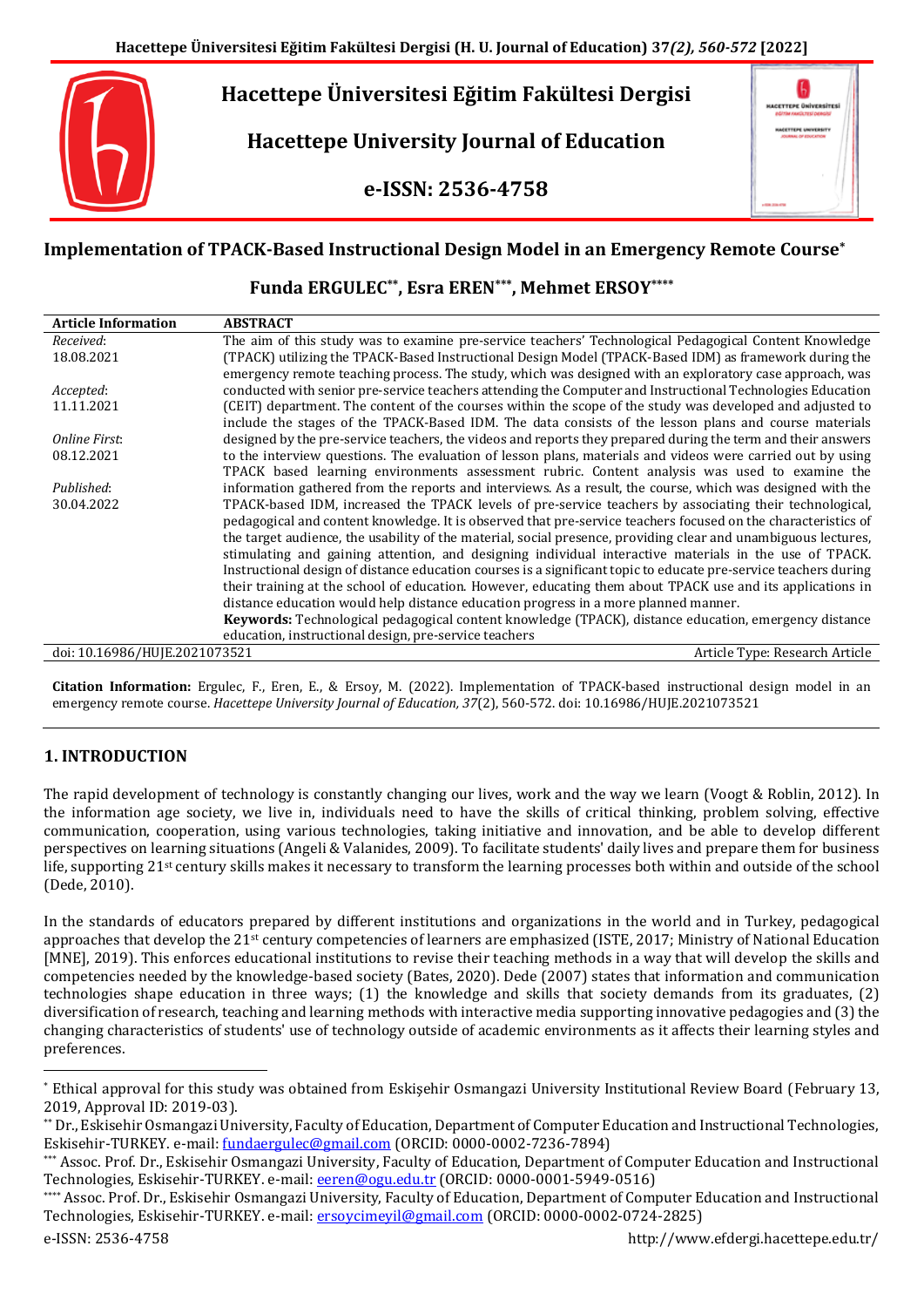# Hacettepe Üniversitesi Eğitim Fakültesi Dergisi

# Hacettepe University Journal of Education

**e-ISSN: 2536-4758**

## Implementation of TPACK-Based Instructional Design Model in an Emergency Remote Course[*]

**Funda ERGULEC[**], Esra EREN[***], Mehmet ERSOY[****]**

| Article Information | ABSTRACT |
|---|---|
| *Received*: 18.08.2021 <br> *Accepted*: 11.11.2021 <br> *Online First*: 08.12.2021 <br> *Published*: 30.04.2022 | The aim of this study was to examine pre-service teachers' Technological Pedagogical Content Knowledge (TPACK) utilizing the TPACK-Based Instructional Design Model (TPACK-Based IDM) as framework during the emergency remote teaching process. The study, which was designed with an exploratory case approach, was conducted with senior pre-service teachers attending the Computer and Instructional Technologies Education (CEIT) department. The content of the courses within the scope of the study was developed and adjusted to include the stages of the TPACK-Based IDM. The data consists of the lesson plans and course materials designed by the pre-service teachers, the videos and reports they prepared during the term and their answers to the interview questions. The evaluation of lesson plans, materials and videos were carried out by using TPACK based learning environments assessment rubric. Content analysis was used to examine the information gathered from the reports and interviews. As a result, the course, which was designed with the TPACK-based IDM, increased the TPACK levels of pre-service teachers by associating their technological, pedagogical and content knowledge. It is observed that pre-service teachers focused on the characteristics of the target audience, the usability of the material, social presence, providing clear and unambiguous lectures, stimulating and gaining attention, and designing individual interactive materials in the use of TPACK. Instructional design of distance education courses is a significant topic to educate pre-service teachers during their training at the school of education. However, educating them about TPACK use and its applications in distance education would help distance education progress in a more planned manner. <br> **Keywords:** Technological pedagogical content knowledge (TPACK), distance education, emergency distance education, instructional design, pre-service teachers |
| doi: 10.16986/HUJE.2021073521 | Article Type: Research Article |

**Citation Information:** Ergulec, F., Eren, E., & Ersoy, M. (2022). Implementation of TPACK-based instructional design model in an emergency remote course. *Hacettepe University Journal of Education, 37*(2), 560-572. doi: 10.16986/HUJE.2021073521

## 1. INTRODUCTION

The rapid development of technology is constantly changing our lives, work and the way we learn (Voogt & Roblin, 2012). In the information age society, we live in, individuals need to have the skills of critical thinking, problem solving, effective communication, cooperation, using various technologies, taking initiative and innovation, and be able to develop different perspectives on learning situations (Angeli & Valanides, 2009). To facilitate students' daily lives and prepare them for business life, supporting 21st century skills makes it necessary to transform the learning processes both within and outside of the school (Dede, 2010).

In the standards of educators prepared by different institutions and organizations in the world and in Turkey, pedagogical approaches that develop the 21st century competencies of learners are emphasized (ISTE, 2017; Ministry of National Education [MNE], 2019). This enforces educational institutions to revise their teaching methods in a way that will develop the skills and competencies needed by the knowledge-based society (Bates, 2020). Dede (2007) states that information and communication technologies shape education in three ways; (1) the knowledge and skills that society demands from its graduates, (2) diversification of research, teaching and learning methods with interactive media supporting innovative pedagogies and (3) the changing characteristics of students' use of technology outside of academic environments as it affects their learning styles and preferences.

---

[*] Ethical approval for this study was obtained from Eskişehir Osmangazi University Institutional Review Board (February 13, 2019, Approval ID: 2019-03).

[**] Dr., Eskisehir Osmangazi University, Faculty of Education, Department of Computer Education and Instructional Technologies, Eskisehir-TURKEY. e-mail: fundaergulec@gmail.com (ORCID: 0000-0002-7236-7894)

[***] Assoc. Prof. Dr., Eskisehir Osmangazi University, Faculty of Education, Department of Computer Education and Instructional Technologies, Eskisehir-TURKEY. e-mail: eeren@ogu.edu.tr (ORCID: 0000-0001-5949-0516)

[****] Assoc. Prof. Dr., Eskisehir Osmangazi University, Faculty of Education, Department of Computer Education and Instructional Technologies, Eskisehir-TURKEY. e-mail: ersoycimeyil@gmail.com (ORCID: 0000-0002-0724-2825)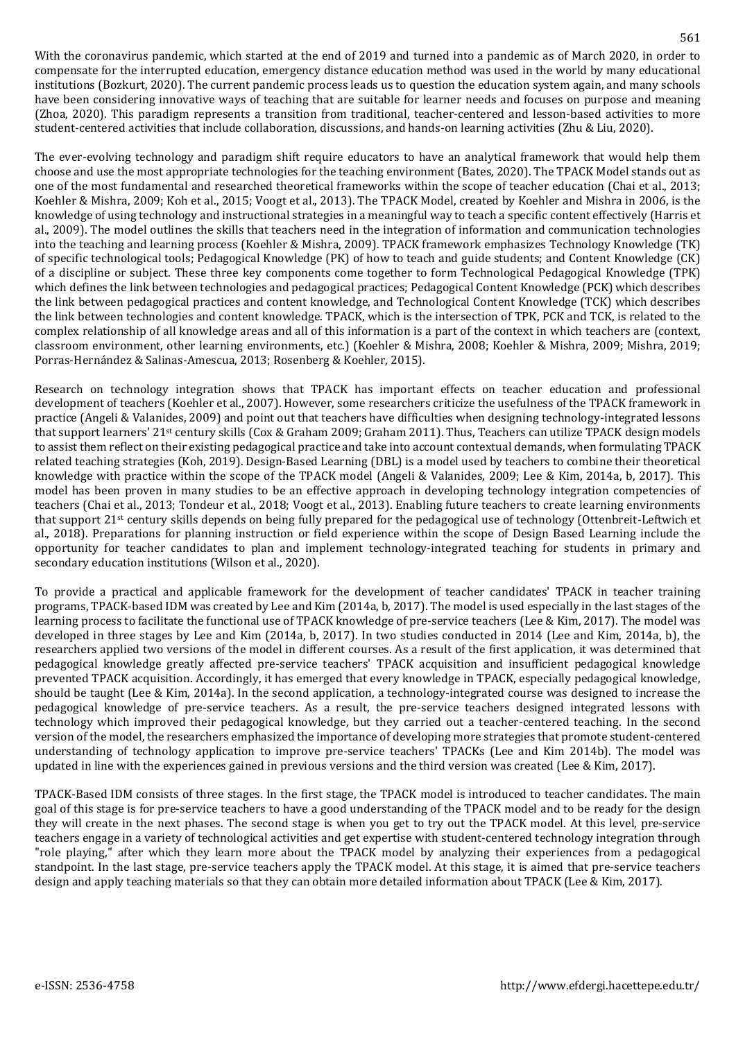With the coronavirus pandemic, which started at the end of 2019 and turned into a pandemic as of March 2020, in order to compensate for the interrupted education, emergency distance education method was used in the world by many educational institutions (Bozkurt, 2020). The current pandemic process leads us to question the education system again, and many schools have been considering innovative ways of teaching that are suitable for learner needs and focuses on purpose and meaning (Zhoa, 2020). This paradigm represents a transition from traditional, teacher-centered and lesson-based activities to more student-centered activities that include collaboration, discussions, and hands-on learning activities (Zhu & Liu, 2020).

The ever-evolving technology and paradigm shift require educators to have an analytical framework that would help them choose and use the most appropriate technologies for the teaching environment (Bates, 2020). The TPACK Model stands out as one of the most fundamental and researched theoretical frameworks within the scope of teacher education (Chai et al., 2013; Koehler & Mishra, 2009; Koh et al., 2015; Voogt et al., 2013). The TPACK Model, created by Koehler and Mishra in 2006, is the knowledge of using technology and instructional strategies in a meaningful way to teach a specific content effectively (Harris et al., 2009). The model outlines the skills that teachers need in the integration of information and communication technologies into the teaching and learning process (Koehler & Mishra, 2009). TPACK framework emphasizes Technology Knowledge (TK) of specific technological tools; Pedagogical Knowledge (PK) of how to teach and guide students; and Content Knowledge (CK) of a discipline or subject. These three key components come together to form Technological Pedagogical Knowledge (TPK) which defines the link between technologies and pedagogical practices; Pedagogical Content Knowledge (PCK) which describes the link between pedagogical practices and content knowledge, and Technological Content Knowledge (TCK) which describes the link between technologies and content knowledge. TPACK, which is the intersection of TPK, PCK and TCK, is related to the complex relationship of all knowledge areas and all of this information is a part of the context in which teachers are (context, classroom environment, other learning environments, etc.) (Koehler & Mishra, 2008; Koehler & Mishra, 2009; Mishra, 2019; Porras-Hernández & Salinas-Amescua, 2013; Rosenberg & Koehler, 2015).

Research on technology integration shows that TPACK has important effects on teacher education and professional development of teachers (Koehler et al., 2007). However, some researchers criticize the usefulness of the TPACK framework in practice (Angeli & Valanides, 2009) and point out that teachers have difficulties when designing technology-integrated lessons that support learners' 21st century skills (Cox & Graham 2009; Graham 2011). Thus, Teachers can utilize TPACK design models to assist them reflect on their existing pedagogical practice and take into account contextual demands, when formulating TPACK related teaching strategies (Koh, 2019). Design-Based Learning (DBL) is a model used by teachers to combine their theoretical knowledge with practice within the scope of the TPACK model (Angeli & Valanides, 2009; Lee & Kim, 2014a, b, 2017). This model has been proven in many studies to be an effective approach in developing technology integration competencies of teachers (Chai et al., 2013; Tondeur et al., 2018; Voogt et al., 2013). Enabling future teachers to create learning environments that support 21st century skills depends on being fully prepared for the pedagogical use of technology (Ottenbreit-Leftwich et al., 2018). Preparations for planning instruction or field experience within the scope of Design Based Learning include the opportunity for teacher candidates to plan and implement technology-integrated teaching for students in primary and secondary education institutions (Wilson et al., 2020).

To provide a practical and applicable framework for the development of teacher candidates' TPACK in teacher training programs, TPACK-based IDM was created by Lee and Kim (2014a, b, 2017). The model is used especially in the last stages of the learning process to facilitate the functional use of TPACK knowledge of pre-service teachers (Lee & Kim, 2017). The model was developed in three stages by Lee and Kim (2014a, b, 2017). In two studies conducted in 2014 (Lee and Kim, 2014a, b), the researchers applied two versions of the model in different courses. As a result of the first application, it was determined that pedagogical knowledge greatly affected pre-service teachers' TPACK acquisition and insufficient pedagogical knowledge prevented TPACK acquisition. Accordingly, it has emerged that every knowledge in TPACK, especially pedagogical knowledge, should be taught (Lee & Kim, 2014a). In the second application, a technology-integrated course was designed to increase the pedagogical knowledge of pre-service teachers. As a result, the pre-service teachers designed integrated lessons with technology which improved their pedagogical knowledge, but they carried out a teacher-centered teaching. In the second version of the model, the researchers emphasized the importance of developing more strategies that promote student-centered understanding of technology application to improve pre-service teachers' TPACKs (Lee and Kim 2014b). The model was updated in line with the experiences gained in previous versions and the third version was created (Lee & Kim, 2017).

TPACK-Based IDM consists of three stages. In the first stage, the TPACK model is introduced to teacher candidates. The main goal of this stage is for pre-service teachers to have a good understanding of the TPACK model and to be ready for the design they will create in the next phases. The second stage is when you get to try out the TPACK model. At this level, pre-service teachers engage in a variety of technological activities and get expertise with student-centered technology integration through "role playing," after which they learn more about the TPACK model by analyzing their experiences from a pedagogical standpoint. In the last stage, pre-service teachers apply the TPACK model. At this stage, it is aimed that pre-service teachers design and apply teaching materials so that they can obtain more detailed information about TPACK (Lee & Kim, 2017).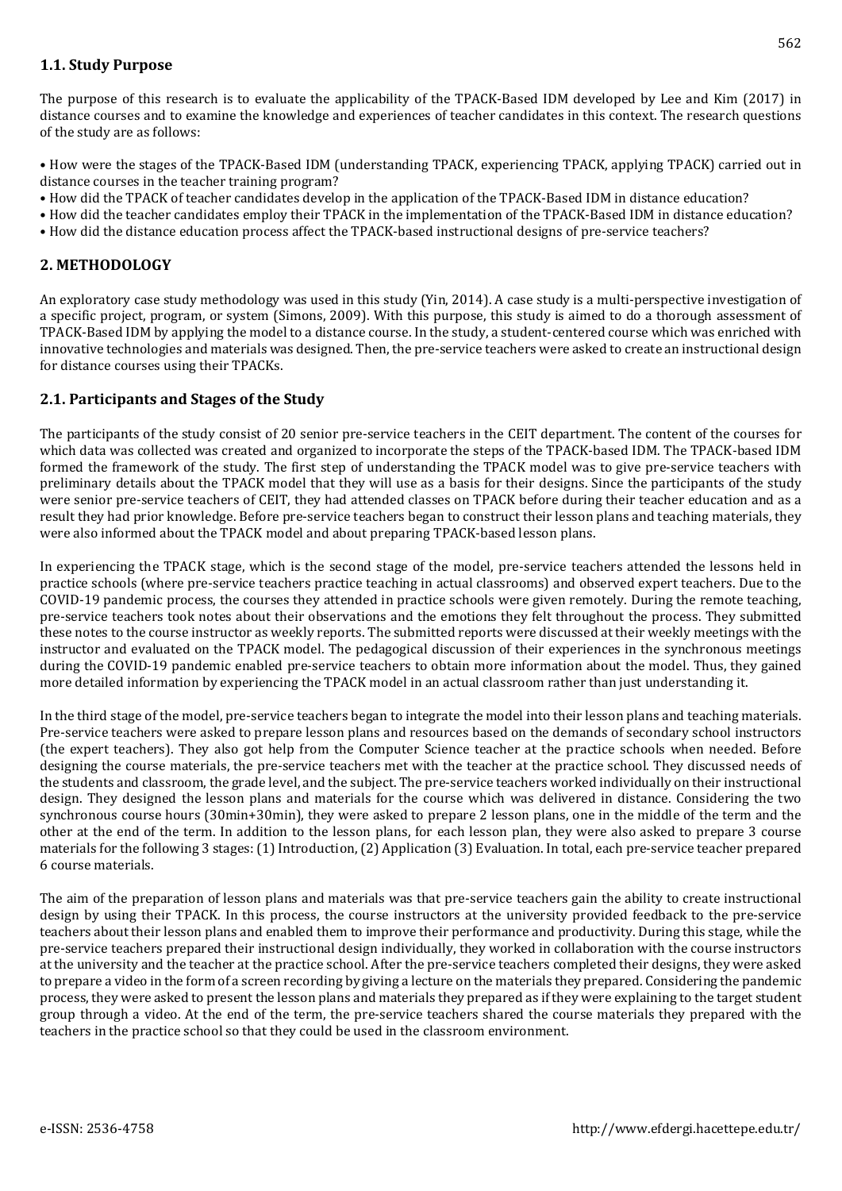### 1.1. Study Purpose

The purpose of this research is to evaluate the applicability of the TPACK-Based IDM developed by Lee and Kim (2017) in distance courses and to examine the knowledge and experiences of teacher candidates in this context. The research questions of the study are as follows:

- How were the stages of the TPACK-Based IDM (understanding TPACK, experiencing TPACK, applying TPACK) carried out in distance courses in the teacher training program?
- How did the TPACK of teacher candidates develop in the application of the TPACK-Based IDM in distance education?
- How did the teacher candidates employ their TPACK in the implementation of the TPACK-Based IDM in distance education?
- How did the distance education process affect the TPACK-based instructional designs of pre-service teachers?

## 2. METHODOLOGY

An exploratory case study methodology was used in this study (Yin, 2014). A case study is a multi-perspective investigation of a specific project, program, or system (Simons, 2009). With this purpose, this study is aimed to do a thorough assessment of TPACK-Based IDM by applying the model to a distance course. In the study, a student-centered course which was enriched with innovative technologies and materials was designed. Then, the pre-service teachers were asked to create an instructional design for distance courses using their TPACKs.

### 2.1. Participants and Stages of the Study

The participants of the study consist of 20 senior pre-service teachers in the CEIT department. The content of the courses for which data was collected was created and organized to incorporate the steps of the TPACK-based IDM. The TPACK-based IDM formed the framework of the study. The first step of understanding the TPACK model was to give pre-service teachers with preliminary details about the TPACK model that they will use as a basis for their designs. Since the participants of the study were senior pre-service teachers of CEIT, they had attended classes on TPACK before during their teacher education and as a result they had prior knowledge. Before pre-service teachers began to construct their lesson plans and teaching materials, they were also informed about the TPACK model and about preparing TPACK-based lesson plans.

In experiencing the TPACK stage, which is the second stage of the model, pre-service teachers attended the lessons held in practice schools (where pre-service teachers practice teaching in actual classrooms) and observed expert teachers. Due to the COVID-19 pandemic process, the courses they attended in practice schools were given remotely. During the remote teaching, pre-service teachers took notes about their observations and the emotions they felt throughout the process. They submitted these notes to the course instructor as weekly reports. The submitted reports were discussed at their weekly meetings with the instructor and evaluated on the TPACK model. The pedagogical discussion of their experiences in the synchronous meetings during the COVID-19 pandemic enabled pre-service teachers to obtain more information about the model. Thus, they gained more detailed information by experiencing the TPACK model in an actual classroom rather than just understanding it.

In the third stage of the model, pre-service teachers began to integrate the model into their lesson plans and teaching materials. Pre-service teachers were asked to prepare lesson plans and resources based on the demands of secondary school instructors (the expert teachers). They also got help from the Computer Science teacher at the practice schools when needed. Before designing the course materials, the pre-service teachers met with the teacher at the practice school. They discussed needs of the students and classroom, the grade level, and the subject. The pre-service teachers worked individually on their instructional design. They designed the lesson plans and materials for the course which was delivered in distance. Considering the two synchronous course hours (30min+30min), they were asked to prepare 2 lesson plans, one in the middle of the term and the other at the end of the term. In addition to the lesson plans, for each lesson plan, they were also asked to prepare 3 course materials for the following 3 stages: (1) Introduction, (2) Application (3) Evaluation. In total, each pre-service teacher prepared 6 course materials.

The aim of the preparation of lesson plans and materials was that pre-service teachers gain the ability to create instructional design by using their TPACK. In this process, the course instructors at the university provided feedback to the pre-service teachers about their lesson plans and enabled them to improve their performance and productivity. During this stage, while the pre-service teachers prepared their instructional design individually, they worked in collaboration with the course instructors at the university and the teacher at the practice school. After the pre-service teachers completed their designs, they were asked to prepare a video in the form of a screen recording by giving a lecture on the materials they prepared. Considering the pandemic process, they were asked to present the lesson plans and materials they prepared as if they were explaining to the target student group through a video. At the end of the term, the pre-service teachers shared the course materials they prepared with the teachers in the practice school so that they could be used in the classroom environment.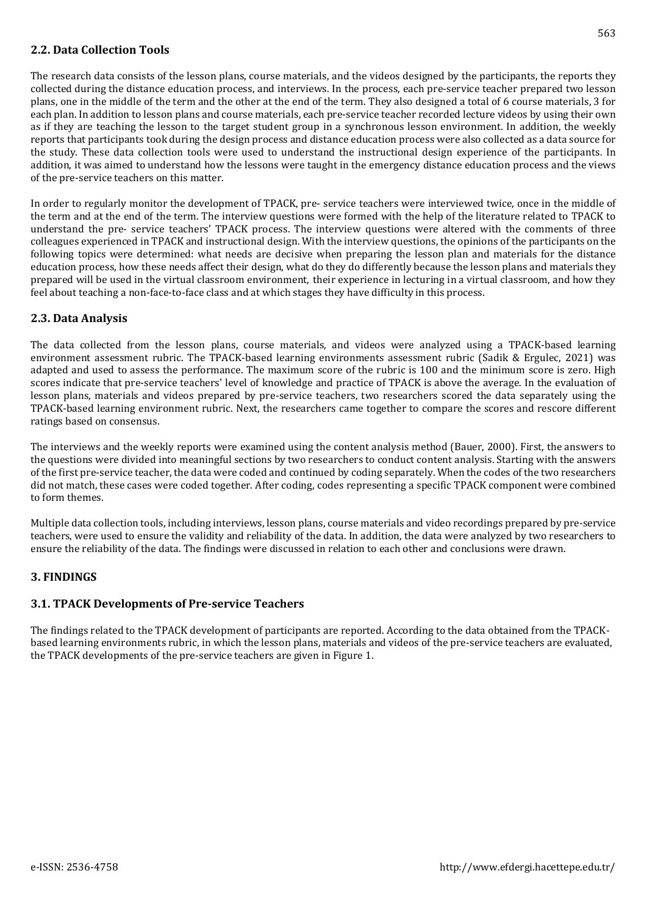## 2.2. Data Collection Tools

The research data consists of the lesson plans, course materials, and the videos designed by the participants, the reports they collected during the distance education process, and interviews. In the process, each pre-service teacher prepared two lesson plans, one in the middle of the term and the other at the end of the term. They also designed a total of 6 course materials, 3 for each plan. In addition to lesson plans and course materials, each pre-service teacher recorded lecture videos by using their own as if they are teaching the lesson to the target student group in a synchronous lesson environment. In addition, the weekly reports that participants took during the design process and distance education process were also collected as a data source for the study. These data collection tools were used to understand the instructional design experience of the participants. In addition, it was aimed to understand how the lessons were taught in the emergency distance education process and the views of the pre-service teachers on this matter.

In order to regularly monitor the development of TPACK, pre- service teachers were interviewed twice, once in the middle of the term and at the end of the term. The interview questions were formed with the help of the literature related to TPACK to understand the pre- service teachers' TPACK process. The interview questions were altered with the comments of three colleagues experienced in TPACK and instructional design. With the interview questions, the opinions of the participants on the following topics were determined: what needs are decisive when preparing the lesson plan and materials for the distance education process, how these needs affect their design, what do they do differently because the lesson plans and materials they prepared will be used in the virtual classroom environment, their experience in lecturing in a virtual classroom, and how they feel about teaching a non-face-to-face class and at which stages they have difficulty in this process.

## 2.3. Data Analysis

The data collected from the lesson plans, course materials, and videos were analyzed using a TPACK-based learning environment assessment rubric. The TPACK-based learning environments assessment rubric (Sadik & Ergulec, 2021) was adapted and used to assess the performance. The maximum score of the rubric is 100 and the minimum score is zero. High scores indicate that pre-service teachers' level of knowledge and practice of TPACK is above the average. In the evaluation of lesson plans, materials and videos prepared by pre-service teachers, two researchers scored the data separately using the TPACK-based learning environment rubric. Next, the researchers came together to compare the scores and rescore different ratings based on consensus.

The interviews and the weekly reports were examined using the content analysis method (Bauer, 2000). First, the answers to the questions were divided into meaningful sections by two researchers to conduct content analysis. Starting with the answers of the first pre-service teacher, the data were coded and continued by coding separately. When the codes of the two researchers did not match, these cases were coded together. After coding, codes representing a specific TPACK component were combined to form themes.

Multiple data collection tools, including interviews, lesson plans, course materials and video recordings prepared by pre-service teachers, were used to ensure the validity and reliability of the data. In addition, the data were analyzed by two researchers to ensure the reliability of the data. The findings were discussed in relation to each other and conclusions were drawn.

# 3. FINDINGS

## 3.1. TPACK Developments of Pre-service Teachers

The findings related to the TPACK development of participants are reported. According to the data obtained from the TPACK-based learning environments rubric, in which the lesson plans, materials and videos of the pre-service teachers are evaluated, the TPACK developments of the pre-service teachers are given in Figure 1.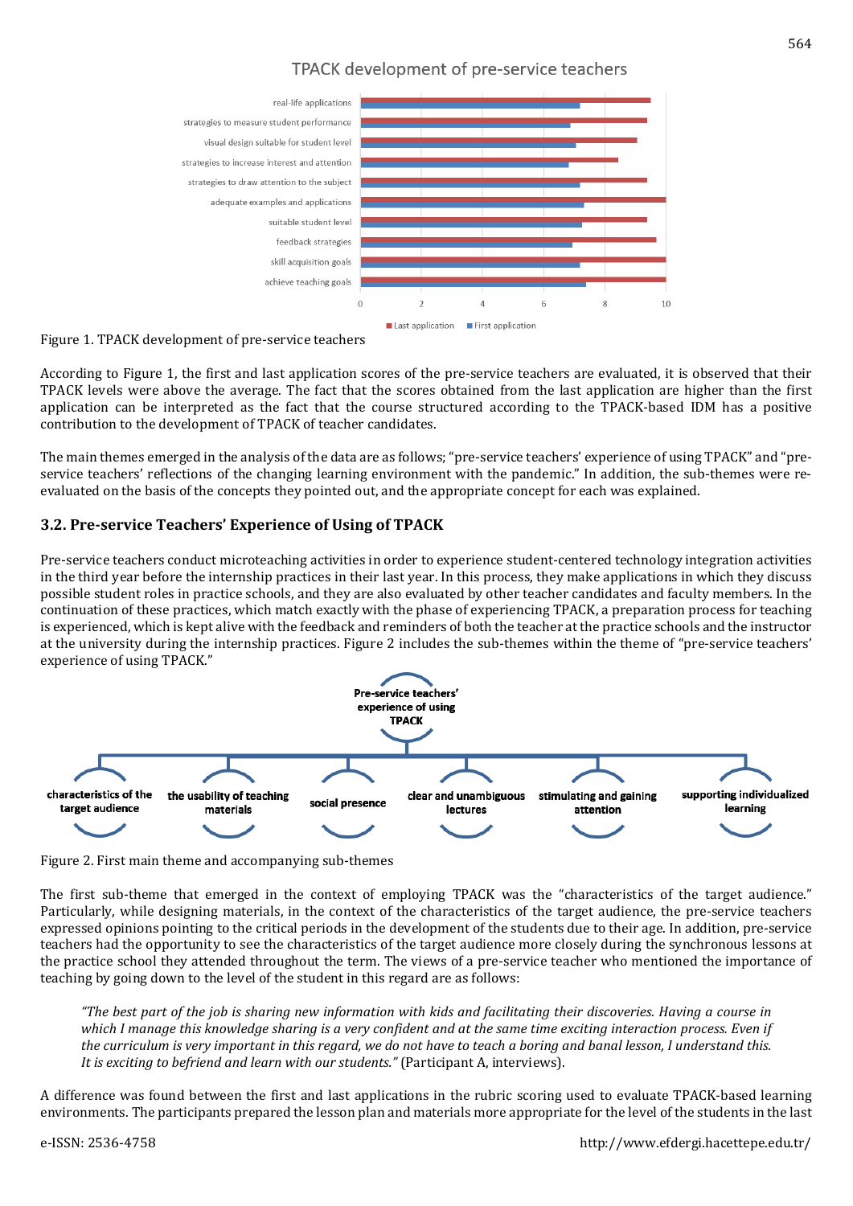Figure 1. TPACK development of pre-service teachers

According to Figure 1, the first and last application scores of the pre-service teachers are evaluated, it is observed that their TPACK levels were above the average. The fact that the scores obtained from the last application are higher than the first application can be interpreted as the fact that the course structured according to the TPACK-based IDM has a positive contribution to the development of TPACK of teacher candidates.

The main themes emerged in the analysis of the data are as follows; "pre-service teachers' experience of using TPACK" and "pre-service teachers' reflections of the changing learning environment with the pandemic." In addition, the sub-themes were re-evaluated on the basis of the concepts they pointed out, and the appropriate concept for each was explained.

### 3.2. Pre-service Teachers' Experience of Using of TPACK

Pre-service teachers conduct microteaching activities in order to experience student-centered technology integration activities in the third year before the internship practices in their last year. In this process, they make applications in which they discuss possible student roles in practice schools, and they are also evaluated by other teacher candidates and faculty members. In the continuation of these practices, which match exactly with the phase of experiencing TPACK, a preparation process for teaching is experienced, which is kept alive with the feedback and reminders of both the teacher at the practice schools and the instructor at the university during the internship practices. Figure 2 includes the sub-themes within the theme of "pre-service teachers' experience of using TPACK."

Figure 2. First main theme and accompanying sub-themes

The first sub-theme that emerged in the context of employing TPACK was the "characteristics of the target audience." Particularly, while designing materials, in the context of the characteristics of the target audience, the pre-service teachers expressed opinions pointing to the critical periods in the development of the students due to their age. In addition, pre-service teachers had the opportunity to see the characteristics of the target audience more closely during the synchronous lessons at the practice school they attended throughout the term. The views of a pre-service teacher who mentioned the importance of teaching by going down to the level of the student in this regard are as follows:

> *"The best part of the job is sharing new information with kids and facilitating their discoveries. Having a course in which I manage this knowledge sharing is a very confident and at the same time exciting interaction process. Even if the curriculum is very important in this regard, we do not have to teach a boring and banal lesson, I understand this. It is exciting to befriend and learn with our students."* (Participant A, interviews).

A difference was found between the first and last applications in the rubric scoring used to evaluate TPACK-based learning environments. The participants prepared the lesson plan and materials more appropriate for the level of the students in the last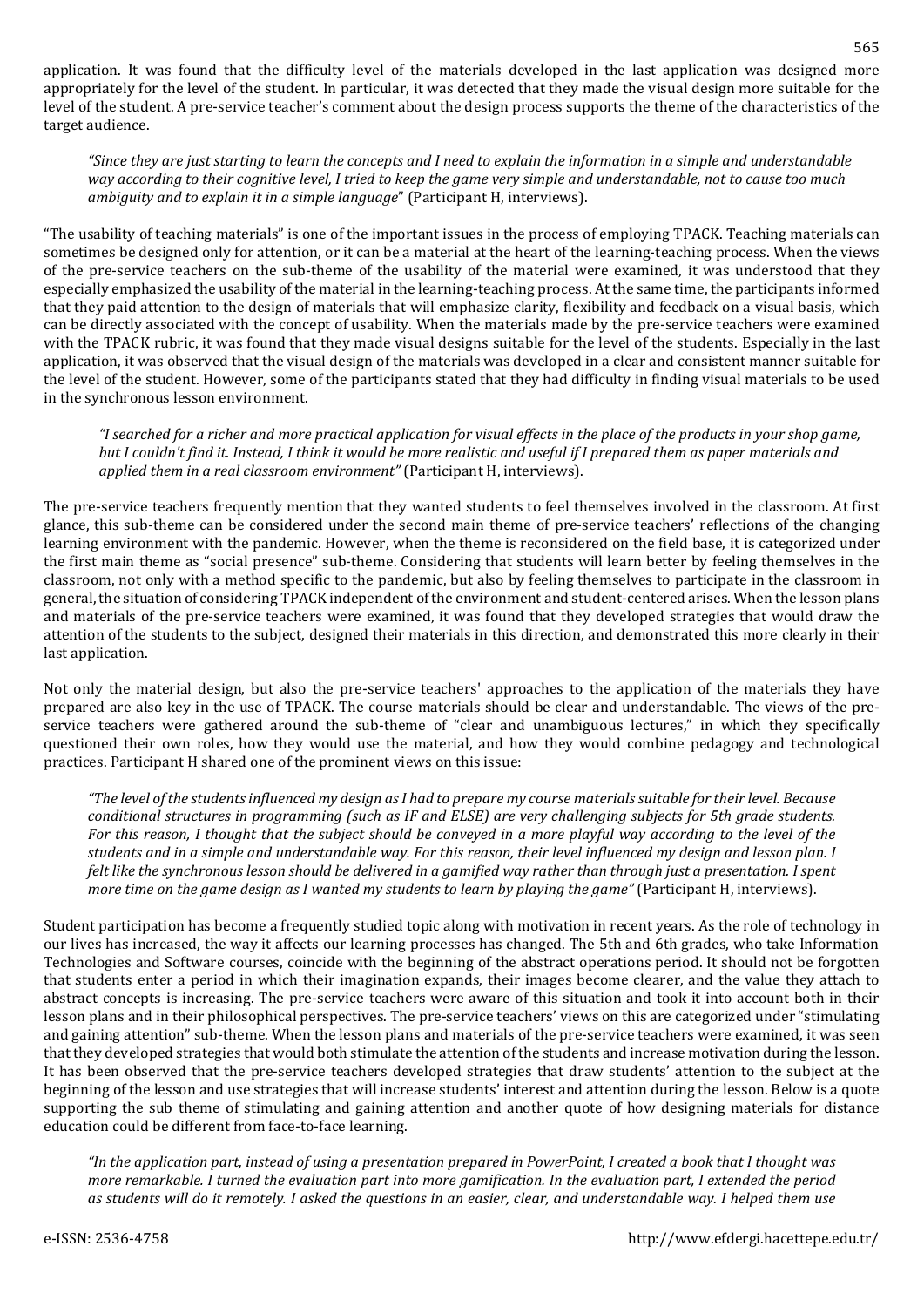application. It was found that the difficulty level of the materials developed in the last application was designed more appropriately for the level of the student. In particular, it was detected that they made the visual design more suitable for the level of the student. A pre-service teacher's comment about the design process supports the theme of the characteristics of the target audience.

> *"Since they are just starting to learn the concepts and I need to explain the information in a simple and understandable way according to their cognitive level, I tried to keep the game very simple and understandable, not to cause too much ambiguity and to explain it in a simple language"* (Participant H, interviews).

"The usability of teaching materials" is one of the important issues in the process of employing TPACK. Teaching materials can sometimes be designed only for attention, or it can be a material at the heart of the learning-teaching process. When the views of the pre-service teachers on the sub-theme of the usability of the material were examined, it was understood that they especially emphasized the usability of the material in the learning-teaching process. At the same time, the participants informed that they paid attention to the design of materials that will emphasize clarity, flexibility and feedback on a visual basis, which can be directly associated with the concept of usability. When the materials made by the pre-service teachers were examined with the TPACK rubric, it was found that they made visual designs suitable for the level of the students. Especially in the last application, it was observed that the visual design of the materials was developed in a clear and consistent manner suitable for the level of the student. However, some of the participants stated that they had difficulty in finding visual materials to be used in the synchronous lesson environment.

> *"I searched for a richer and more practical application for visual effects in the place of the products in your shop game, but I couldn't find it. Instead, I think it would be more realistic and useful if I prepared them as paper materials and applied them in a real classroom environment"* (Participant H, interviews).

The pre-service teachers frequently mention that they wanted students to feel themselves involved in the classroom. At first glance, this sub-theme can be considered under the second main theme of pre-service teachers' reflections of the changing learning environment with the pandemic. However, when the theme is reconsidered on the field base, it is categorized under the first main theme as "social presence" sub-theme. Considering that students will learn better by feeling themselves in the classroom, not only with a method specific to the pandemic, but also by feeling themselves to participate in the classroom in general, the situation of considering TPACK independent of the environment and student-centered arises. When the lesson plans and materials of the pre-service teachers were examined, it was found that they developed strategies that would draw the attention of the students to the subject, designed their materials in this direction, and demonstrated this more clearly in their last application.

Not only the material design, but also the pre-service teachers' approaches to the application of the materials they have prepared are also key in the use of TPACK. The course materials should be clear and understandable. The views of the pre-service teachers were gathered around the sub-theme of "clear and unambiguous lectures," in which they specifically questioned their own roles, how they would use the material, and how they would combine pedagogy and technological practices. Participant H shared one of the prominent views on this issue:

> *"The level of the students influenced my design as I had to prepare my course materials suitable for their level. Because conditional structures in programming (such as IF and ELSE) are very challenging subjects for 5th grade students. For this reason, I thought that the subject should be conveyed in a more playful way according to the level of the students and in a simple and understandable way. For this reason, their level influenced my design and lesson plan. I felt like the synchronous lesson should be delivered in a gamified way rather than through just a presentation. I spent more time on the game design as I wanted my students to learn by playing the game"* (Participant H, interviews).

Student participation has become a frequently studied topic along with motivation in recent years. As the role of technology in our lives has increased, the way it affects our learning processes has changed. The 5th and 6th grades, who take Information Technologies and Software courses, coincide with the beginning of the abstract operations period. It should not be forgotten that students enter a period in which their imagination expands, their images become clearer, and the value they attach to abstract concepts is increasing. The pre-service teachers were aware of this situation and took it into account both in their lesson plans and in their philosophical perspectives. The pre-service teachers' views on this are categorized under "stimulating and gaining attention" sub-theme. When the lesson plans and materials of the pre-service teachers were examined, it was seen that they developed strategies that would both stimulate the attention of the students and increase motivation during the lesson. It has been observed that the pre-service teachers developed strategies that draw students' attention to the subject at the beginning of the lesson and use strategies that will increase students' interest and attention during the lesson. Below is a quote supporting the sub theme of stimulating and gaining attention and another quote of how designing materials for distance education could be different from face-to-face learning.

> *"In the application part, instead of using a presentation prepared in PowerPoint, I created a book that I thought was more remarkable. I turned the evaluation part into more gamification. In the evaluation part, I extended the period as students will do it remotely. I asked the questions in an easier, clear, and understandable way. I helped them use*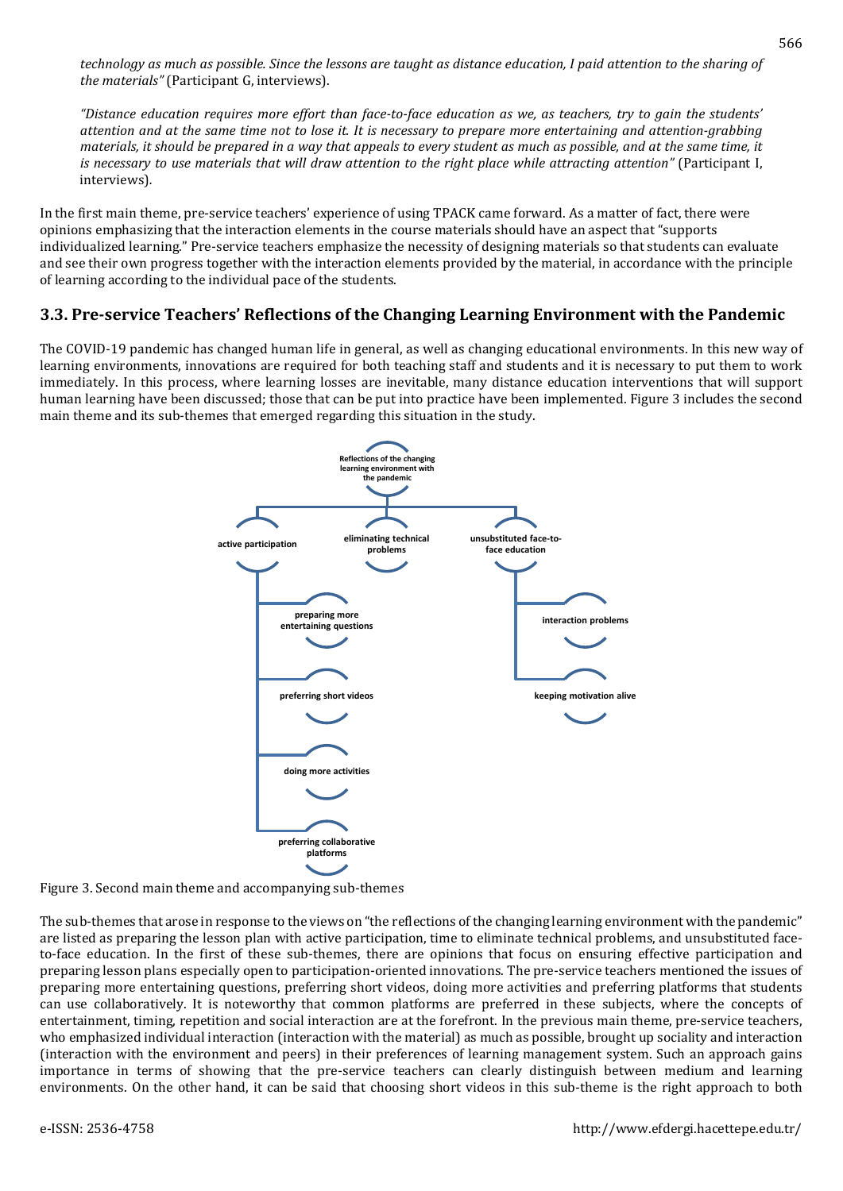*technology as much as possible. Since the lessons are taught as distance education, I paid attention to the sharing of the materials"* (Participant G, interviews).

*"Distance education requires more effort than face-to-face education as we, as teachers, try to gain the students' attention and at the same time not to lose it. It is necessary to prepare more entertaining and attention-grabbing materials, it should be prepared in a way that appeals to every student as much as possible, and at the same time, it is necessary to use materials that will draw attention to the right place while attracting attention"* (Participant I, interviews).

In the first main theme, pre-service teachers' experience of using TPACK came forward. As a matter of fact, there were opinions emphasizing that the interaction elements in the course materials should have an aspect that "supports individualized learning." Pre-service teachers emphasize the necessity of designing materials so that students can evaluate and see their own progress together with the interaction elements provided by the material, in accordance with the principle of learning according to the individual pace of the students.

## 3.3. Pre-service Teachers' Reflections of the Changing Learning Environment with the Pandemic

The COVID-19 pandemic has changed human life in general, as well as changing educational environments. In this new way of learning environments, innovations are required for both teaching staff and students and it is necessary to put them to work immediately. In this process, where learning losses are inevitable, many distance education interventions that will support human learning have been discussed; those that can be put into practice have been implemented. Figure 3 includes the second main theme and its sub-themes that emerged regarding this situation in the study.

- Reflections of the changing learning environment with the pandemic
  - active participation
    - preparing more entertaining questions
    - preferring short videos
    - doing more activities
    - preferring collaborative platforms
  - eliminating technical problems
  - unsubstituted face-to-face education
    - interaction problems
    - keeping motivation alive

Figure 3. Second main theme and accompanying sub-themes

The sub-themes that arose in response to the views on "the reflections of the changing learning environment with the pandemic" are listed as preparing the lesson plan with active participation, time to eliminate technical problems, and unsubstituted face-to-face education. In the first of these sub-themes, there are opinions that focus on ensuring effective participation and preparing lesson plans especially open to participation-oriented innovations. The pre-service teachers mentioned the issues of preparing more entertaining questions, preferring short videos, doing more activities and preferring platforms that students can use collaboratively. It is noteworthy that common platforms are preferred in these subjects, where the concepts of entertainment, timing, repetition and social interaction are at the forefront. In the previous main theme, pre-service teachers, who emphasized individual interaction (interaction with the material) as much as possible, brought up sociality and interaction (interaction with the environment and peers) in their preferences of learning management system. Such an approach gains importance in terms of showing that the pre-service teachers can clearly distinguish between medium and learning environments. On the other hand, it can be said that choosing short videos in this sub-theme is the right approach to both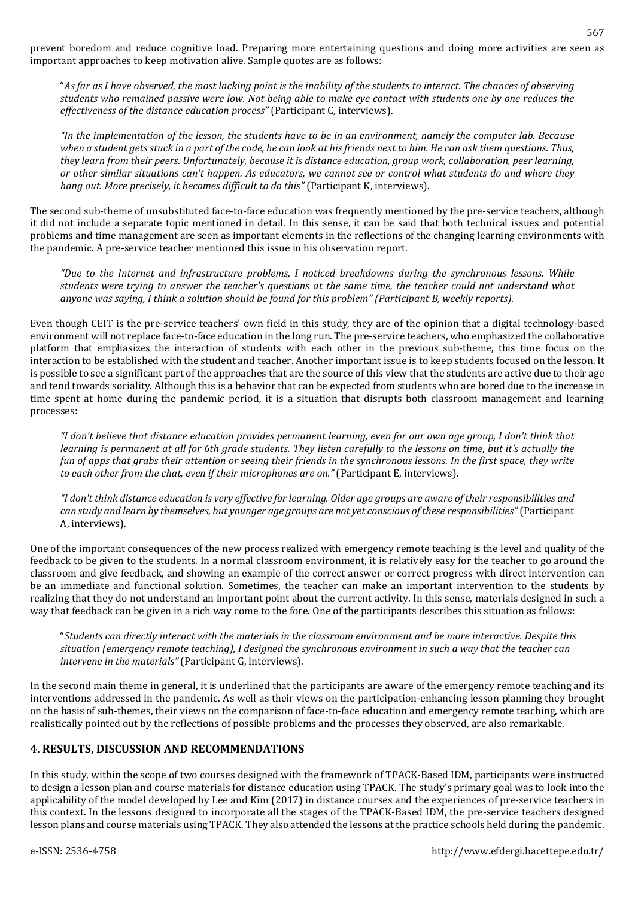prevent boredom and reduce cognitive load. Preparing more entertaining questions and doing more activities are seen as important approaches to keep motivation alive. Sample quotes are as follows:

> "*As far as I have observed, the most lacking point is the inability of the students to interact. The chances of observing students who remained passive were low. Not being able to make eye contact with students one by one reduces the effectiveness of the distance education process"* (Participant C, interviews).

> *"In the implementation of the lesson, the students have to be in an environment, namely the computer lab. Because when a student gets stuck in a part of the code, he can look at his friends next to him. He can ask them questions. Thus, they learn from their peers. Unfortunately, because it is distance education, group work, collaboration, peer learning, or other similar situations can't happen. As educators, we cannot see or control what students do and where they hang out. More precisely, it becomes difficult to do this"* (Participant K, interviews).

The second sub-theme of unsubstituted face-to-face education was frequently mentioned by the pre-service teachers, although it did not include a separate topic mentioned in detail. In this sense, it can be said that both technical issues and potential problems and time management are seen as important elements in the reflections of the changing learning environments with the pandemic. A pre-service teacher mentioned this issue in his observation report.

> *"Due to the Internet and infrastructure problems, I noticed breakdowns during the synchronous lessons. While students were trying to answer the teacher's questions at the same time, the teacher could not understand what anyone was saying, I think a solution should be found for this problem" (Participant B, weekly reports).*

Even though CEIT is the pre-service teachers' own field in this study, they are of the opinion that a digital technology-based environment will not replace face-to-face education in the long run. The pre-service teachers, who emphasized the collaborative platform that emphasizes the interaction of students with each other in the previous sub-theme, this time focus on the interaction to be established with the student and teacher. Another important issue is to keep students focused on the lesson. It is possible to see a significant part of the approaches that are the source of this view that the students are active due to their age and tend towards sociality. Although this is a behavior that can be expected from students who are bored due to the increase in time spent at home during the pandemic period, it is a situation that disrupts both classroom management and learning processes:

> *"I don't believe that distance education provides permanent learning, even for our own age group, I don't think that learning is permanent at all for 6th grade students. They listen carefully to the lessons on time, but it's actually the fun of apps that grabs their attention or seeing their friends in the synchronous lessons. In the first space, they write to each other from the chat, even if their microphones are on."* (Participant E, interviews).

> *"I don't think distance education is very effective for learning. Older age groups are aware of their responsibilities and can study and learn by themselves, but younger age groups are not yet conscious of these responsibilities"* (Participant A, interviews).

One of the important consequences of the new process realized with emergency remote teaching is the level and quality of the feedback to be given to the students. In a normal classroom environment, it is relatively easy for the teacher to go around the classroom and give feedback, and showing an example of the correct answer or correct progress with direct intervention can be an immediate and functional solution. Sometimes, the teacher can make an important intervention to the students by realizing that they do not understand an important point about the current activity. In this sense, materials designed in such a way that feedback can be given in a rich way come to the fore. One of the participants describes this situation as follows:

> "*Students can directly interact with the materials in the classroom environment and be more interactive. Despite this situation (emergency remote teaching), I designed the synchronous environment in such a way that the teacher can intervene in the materials"* (Participant G, interviews).

In the second main theme in general, it is underlined that the participants are aware of the emergency remote teaching and its interventions addressed in the pandemic. As well as their views on the participation-enhancing lesson planning they brought on the basis of sub-themes, their views on the comparison of face-to-face education and emergency remote teaching, which are realistically pointed out by the reflections of possible problems and the processes they observed, are also remarkable.

## 4. RESULTS, DISCUSSION AND RECOMMENDATIONS

In this study, within the scope of two courses designed with the framework of TPACK-Based IDM, participants were instructed to design a lesson plan and course materials for distance education using TPACK. The study's primary goal was to look into the applicability of the model developed by Lee and Kim (2017) in distance courses and the experiences of pre-service teachers in this context. In the lessons designed to incorporate all the stages of the TPACK-Based IDM, the pre-service teachers designed lesson plans and course materials using TPACK. They also attended the lessons at the practice schools held during the pandemic.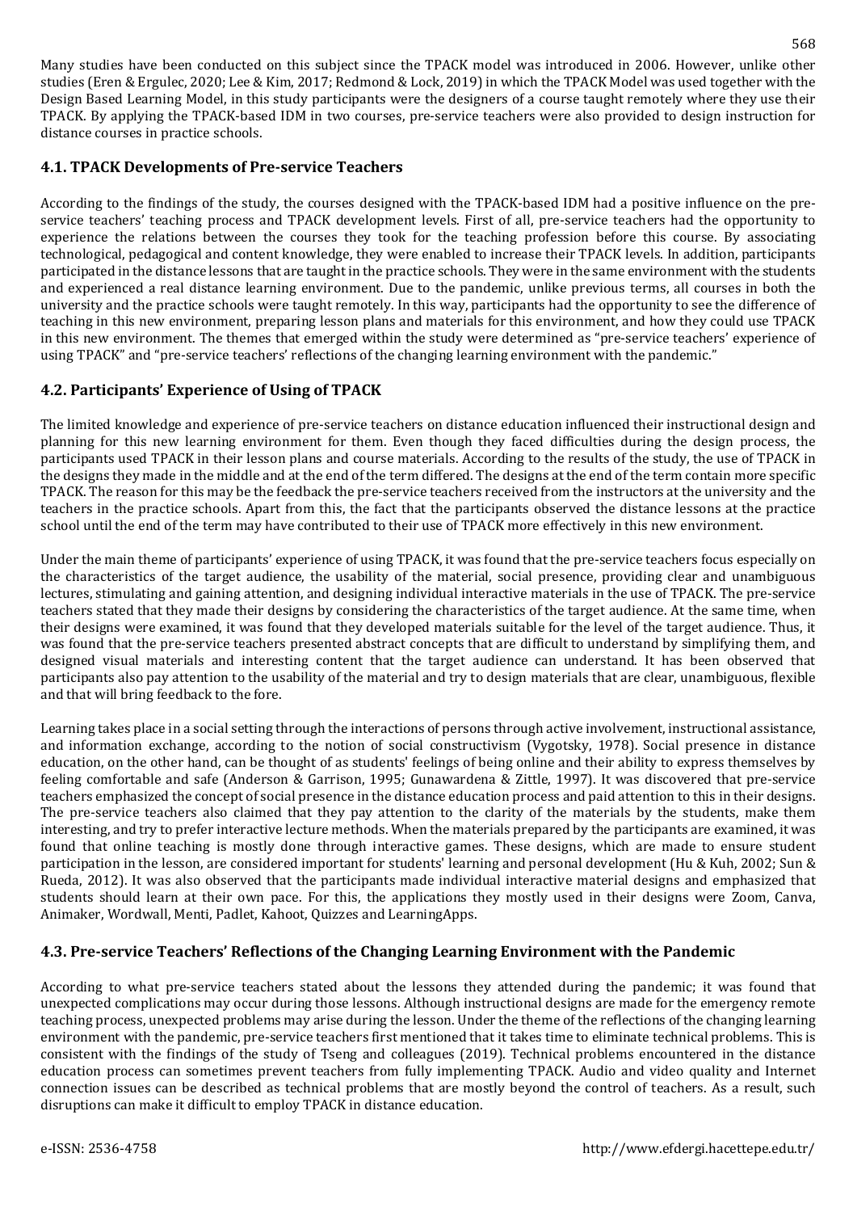Many studies have been conducted on this subject since the TPACK model was introduced in 2006. However, unlike other studies (Eren & Ergulec, 2020; Lee & Kim, 2017; Redmond & Lock, 2019) in which the TPACK Model was used together with the Design Based Learning Model, in this study participants were the designers of a course taught remotely where they use their TPACK. By applying the TPACK-based IDM in two courses, pre-service teachers were also provided to design instruction for distance courses in practice schools.

## 4.1. TPACK Developments of Pre-service Teachers

According to the findings of the study, the courses designed with the TPACK-based IDM had a positive influence on the pre-service teachers' teaching process and TPACK development levels. First of all, pre-service teachers had the opportunity to experience the relations between the courses they took for the teaching profession before this course. By associating technological, pedagogical and content knowledge, they were enabled to increase their TPACK levels. In addition, participants participated in the distance lessons that are taught in the practice schools. They were in the same environment with the students and experienced a real distance learning environment. Due to the pandemic, unlike previous terms, all courses in both the university and the practice schools were taught remotely. In this way, participants had the opportunity to see the difference of teaching in this new environment, preparing lesson plans and materials for this environment, and how they could use TPACK in this new environment. The themes that emerged within the study were determined as "pre-service teachers' experience of using TPACK" and "pre-service teachers' reflections of the changing learning environment with the pandemic."

## 4.2. Participants' Experience of Using of TPACK

The limited knowledge and experience of pre-service teachers on distance education influenced their instructional design and planning for this new learning environment for them. Even though they faced difficulties during the design process, the participants used TPACK in their lesson plans and course materials. According to the results of the study, the use of TPACK in the designs they made in the middle and at the end of the term differed. The designs at the end of the term contain more specific TPACK. The reason for this may be the feedback the pre-service teachers received from the instructors at the university and the teachers in the practice schools. Apart from this, the fact that the participants observed the distance lessons at the practice school until the end of the term may have contributed to their use of TPACK more effectively in this new environment.

Under the main theme of participants' experience of using TPACK, it was found that the pre-service teachers focus especially on the characteristics of the target audience, the usability of the material, social presence, providing clear and unambiguous lectures, stimulating and gaining attention, and designing individual interactive materials in the use of TPACK. The pre-service teachers stated that they made their designs by considering the characteristics of the target audience. At the same time, when their designs were examined, it was found that they developed materials suitable for the level of the target audience. Thus, it was found that the pre-service teachers presented abstract concepts that are difficult to understand by simplifying them, and designed visual materials and interesting content that the target audience can understand. It has been observed that participants also pay attention to the usability of the material and try to design materials that are clear, unambiguous, flexible and that will bring feedback to the fore.

Learning takes place in a social setting through the interactions of persons through active involvement, instructional assistance, and information exchange, according to the notion of social constructivism (Vygotsky, 1978). Social presence in distance education, on the other hand, can be thought of as students' feelings of being online and their ability to express themselves by feeling comfortable and safe (Anderson & Garrison, 1995; Gunawardena & Zittle, 1997). It was discovered that pre-service teachers emphasized the concept of social presence in the distance education process and paid attention to this in their designs. The pre-service teachers also claimed that they pay attention to the clarity of the materials by the students, make them interesting, and try to prefer interactive lecture methods. When the materials prepared by the participants are examined, it was found that online teaching is mostly done through interactive games. These designs, which are made to ensure student participation in the lesson, are considered important for students' learning and personal development (Hu & Kuh, 2002; Sun & Rueda, 2012). It was also observed that the participants made individual interactive material designs and emphasized that students should learn at their own pace. For this, the applications they mostly used in their designs were Zoom, Canva, Animaker, Wordwall, Menti, Padlet, Kahoot, Quizzes and LearningApps.

## 4.3. Pre-service Teachers' Reflections of the Changing Learning Environment with the Pandemic

According to what pre-service teachers stated about the lessons they attended during the pandemic; it was found that unexpected complications may occur during those lessons. Although instructional designs are made for the emergency remote teaching process, unexpected problems may arise during the lesson. Under the theme of the reflections of the changing learning environment with the pandemic, pre-service teachers first mentioned that it takes time to eliminate technical problems. This is consistent with the findings of the study of Tseng and colleagues (2019). Technical problems encountered in the distance education process can sometimes prevent teachers from fully implementing TPACK. Audio and video quality and Internet connection issues can be described as technical problems that are mostly beyond the control of teachers. As a result, such disruptions can make it difficult to employ TPACK in distance education.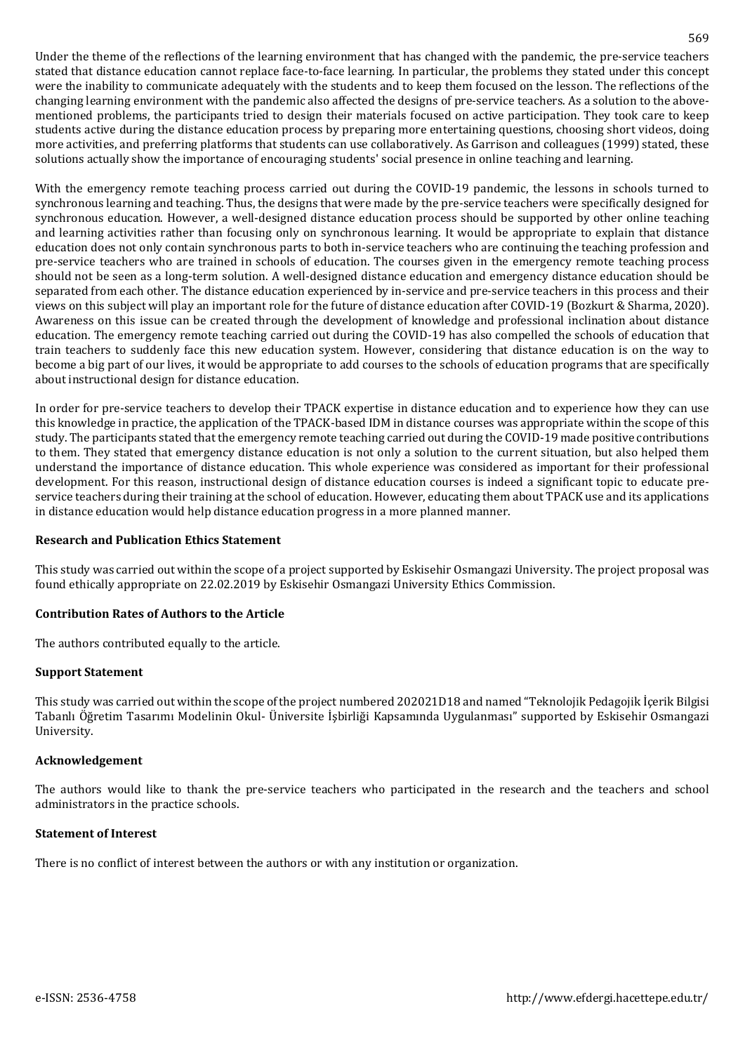Under the theme of the reflections of the learning environment that has changed with the pandemic, the pre-service teachers stated that distance education cannot replace face-to-face learning. In particular, the problems they stated under this concept were the inability to communicate adequately with the students and to keep them focused on the lesson. The reflections of the changing learning environment with the pandemic also affected the designs of pre-service teachers. As a solution to the above-mentioned problems, the participants tried to design their materials focused on active participation. They took care to keep students active during the distance education process by preparing more entertaining questions, choosing short videos, doing more activities, and preferring platforms that students can use collaboratively. As Garrison and colleagues (1999) stated, these solutions actually show the importance of encouraging students' social presence in online teaching and learning.

With the emergency remote teaching process carried out during the COVID-19 pandemic, the lessons in schools turned to synchronous learning and teaching. Thus, the designs that were made by the pre-service teachers were specifically designed for synchronous education. However, a well-designed distance education process should be supported by other online teaching and learning activities rather than focusing only on synchronous learning. It would be appropriate to explain that distance education does not only contain synchronous parts to both in-service teachers who are continuing the teaching profession and pre-service teachers who are trained in schools of education. The courses given in the emergency remote teaching process should not be seen as a long-term solution. A well-designed distance education and emergency distance education should be separated from each other. The distance education experienced by in-service and pre-service teachers in this process and their views on this subject will play an important role for the future of distance education after COVID-19 (Bozkurt & Sharma, 2020). Awareness on this issue can be created through the development of knowledge and professional inclination about distance education. The emergency remote teaching carried out during the COVID-19 has also compelled the schools of education that train teachers to suddenly face this new education system. However, considering that distance education is on the way to become a big part of our lives, it would be appropriate to add courses to the schools of education programs that are specifically about instructional design for distance education.

In order for pre-service teachers to develop their TPACK expertise in distance education and to experience how they can use this knowledge in practice, the application of the TPACK-based IDM in distance courses was appropriate within the scope of this study. The participants stated that the emergency remote teaching carried out during the COVID-19 made positive contributions to them. They stated that emergency distance education is not only a solution to the current situation, but also helped them understand the importance of distance education. This whole experience was considered as important for their professional development. For this reason, instructional design of distance education courses is indeed a significant topic to educate pre-service teachers during their training at the school of education. However, educating them about TPACK use and its applications in distance education would help distance education progress in a more planned manner.

### Research and Publication Ethics Statement

This study was carried out within the scope of a project supported by Eskisehir Osmangazi University. The project proposal was found ethically appropriate on 22.02.2019 by Eskisehir Osmangazi University Ethics Commission.

### Contribution Rates of Authors to the Article

The authors contributed equally to the article.

### Support Statement

This study was carried out within the scope of the project numbered 202021D18 and named "Teknolojik Pedagojik İçerik Bilgisi Tabanlı Öğretim Tasarımı Modelinin Okul- Üniversite İşbirliği Kapsamında Uygulanması" supported by Eskisehir Osmangazi University.

### Acknowledgement

The authors would like to thank the pre-service teachers who participated in the research and the teachers and school administrators in the practice schools.

### Statement of Interest

There is no conflict of interest between the authors or with any institution or organization.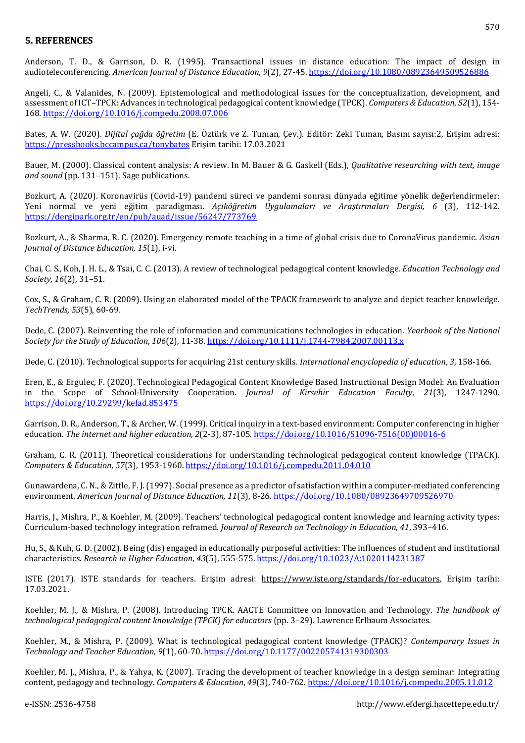## 5. REFERENCES

Anderson, T. D., & Garrison, D. R. (1995). Transactional issues in distance education: The impact of design in audioteleconferencing. *American Journal of Distance Education*, *9*(2), 27-45. https://doi.org/10.1080/08923649509526886

Angeli, C., & Valanides, N. (2009). Epistemological and methodological issues for the conceptualization, development, and assessment of ICT–TPCK: Advances in technological pedagogical content knowledge (TPCK). *Computers & Education*, *52*(1), 154-168. https://doi.org/10.1016/j.compedu.2008.07.006

Bates, A. W. (2020). *Dijital çağda öğretim* (E. Öztürk ve Z. Tuman, Çev.). Editör: Zeki Tuman, Basım sayısı:2, Erişim adresi: https://pressbooks.bccampus.ca/tonybates Erişim tarihi: 17.03.2021

Bauer, M. (2000). Classical content analysis: A review. In M. Bauer & G. Gaskell (Eds.), *Qualitative researching with text, image and sound* (pp. 131–151). Sage publications.

Bozkurt, A. (2020). Koronavirüs (Covid-19) pandemi süreci ve pandemi sonrası dünyada eğitime yönelik değerlendirmeler: Yeni normal ve yeni eğitim paradigması. *Açıköğretim Uygulamaları ve Araştırmaları Dergisi, 6* (3), 112-142. https://dergipark.org.tr/en/pub/auad/issue/56247/773769

Bozkurt, A., & Sharma, R. C. (2020). Emergency remote teaching in a time of global crisis due to CoronaVirus pandemic. *Asian Journal of Distance Education, 15*(1), i-vi.

Chai, C. S., Koh, J. H. L., & Tsai, C. C. (2013). A review of technological pedagogical content knowledge. *Education Technology and Society, 16*(2), 31–51.

Cox, S., & Graham, C. R. (2009). Using an elaborated model of the TPACK framework to analyze and depict teacher knowledge. *TechTrends, 53*(5), 60-69.

Dede, C. (2007). Reinventing the role of information and communications technologies in education. *Yearbook of the National Society for the Study of Education*, *106*(2), 11-38. https://doi.org/10.1111/j.1744-7984.2007.00113.x

Dede, C. (2010). Technological supports for acquiring 21st century skills. *International encyclopedia of education*, *3*, 158-166.

Eren, E., & Ergulec, F. (2020). Technological Pedagogical Content Knowledge Based Instructional Design Model: An Evaluation in the Scope of School-University Cooperation. *Journal of Kirsehir Education Faculty*, *21*(3), 1247-1290. https://doi.org/10.29299/kefad.853475

Garrison, D. R., Anderson, T., & Archer, W. (1999). Critical inquiry in a text-based environment: Computer conferencing in higher education. *The internet and higher education, 2*(2-3), 87-105. https://doi.org/10.1016/S1096-7516(00)00016-6

Graham, C. R. (2011). Theoretical considerations for understanding technological pedagogical content knowledge (TPACK). *Computers & Education*, *57*(3), 1953-1960. https://doi.org/10.1016/j.compedu.2011.04.010

Gunawardena, C. N., & Zittle, F. J. (1997). Social presence as a predictor of satisfaction within a computer-mediated conferencing environment. *American Journal of Distance Education, 11*(3), 8-26. https://doi.org/10.1080/08923649709526970

Harris, J., Mishra, P., & Koehler, M. (2009). Teachers' technological pedagogical content knowledge and learning activity types: Curriculum-based technology integration reframed. *Journal of Research on Technology in Education, 41*, 393–416.

Hu, S., & Kuh, G. D. (2002). Being (dis) engaged in educationally purposeful activities: The influences of student and institutional characteristics. *Research in Higher Education*, *43*(5), 555-575. https://doi.org/10.1023/A:1020114231387

ISTE (2017). ISTE standards for teachers. Erişim adresi: https://www.iste.org/standards/for-educators, Erişim tarihi: 17.03.2021.

Koehler, M. J., & Mishra, P. (2008). Introducing TPCK. AACTE Committee on Innovation and Technology. *The handbook of technological pedagogical content knowledge (TPCK) for educators* (pp. 3–29). Lawrence Erlbaum Associates.

Koehler, M., & Mishra, P. (2009). What is technological pedagogical content knowledge (TPACK)? *Contemporary Issues in Technology and Teacher Education*, *9*(1), 60-70. https://doi.org/10.1177/002205741319300303

Koehler, M. J., Mishra, P., & Yahya, K. (2007). Tracing the development of teacher knowledge in a design seminar: Integrating content, pedagogy and technology. *Computers & Education*, *49*(3), 740-762. https://doi.org/10.1016/j.compedu.2005.11.012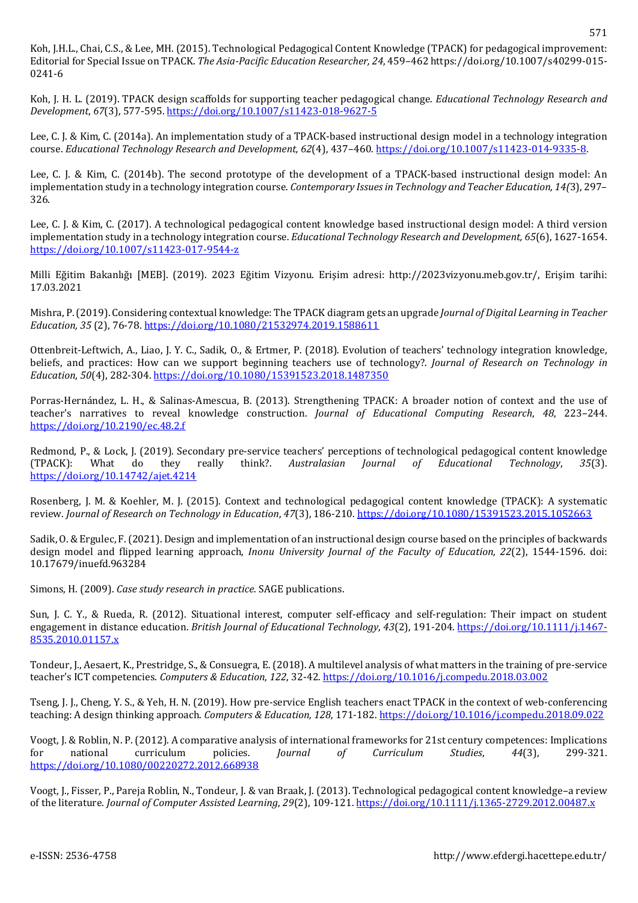Koh, J.H.L., Chai, C.S., & Lee, MH. (2015). Technological Pedagogical Content Knowledge (TPACK) for pedagogical improvement: Editorial for Special Issue on TPACK. *The Asia-Pacific Education Researcher, 24*, 459–462 https://doi.org/10.1007/s40299-015-0241-6

Koh, J. H. L. (2019). TPACK design scaffolds for supporting teacher pedagogical change. *Educational Technology Research and Development*, *67*(3), 577-595. https://doi.org/10.1007/s11423-018-9627-5

Lee, C. J. & Kim, C. (2014a). An implementation study of a TPACK-based instructional design model in a technology integration course. *Educational Technology Research and Development, 62*(4), 437–460. https://doi.org/10.1007/s11423-014-9335-8.

Lee, C. J. & Kim, C. (2014b). The second prototype of the development of a TPACK-based instructional design model: An implementation study in a technology integration course. *Contemporary Issues in Technology and Teacher Education, 14(*3), 297–326.

Lee, C. J. & Kim, C. (2017). A technological pedagogical content knowledge based instructional design model: A third version implementation study in a technology integration course. *Educational Technology Research and Development, 65*(6), 1627-1654. https://doi.org/10.1007/s11423-017-9544-z

Milli Eğitim Bakanlığı [MEB]. (2019). 2023 Eğitim Vizyonu. Erişim adresi: http://2023vizyonu.meb.gov.tr/, Erişim tarihi: 17.03.2021

Mishra, P. (2019). Considering contextual knowledge: The TPACK diagram gets an upgrade *Journal of Digital Learning in Teacher Education, 35* (2), 76-78. https://doi.org/10.1080/21532974.2019.1588611

Ottenbreit-Leftwich, A., Liao, J. Y. C., Sadik, O., & Ertmer, P. (2018). Evolution of teachers' technology integration knowledge, beliefs, and practices: How can we support beginning teachers use of technology?. *Journal of Research on Technology in Education*, *50*(4), 282-304. https://doi.org/10.1080/15391523.2018.1487350

Porras-Hernández, L. H., & Salinas-Amescua, B. (2013). Strengthening TPACK: A broader notion of context and the use of teacher's narratives to reveal knowledge construction. *Journal of Educational Computing Research*, *48*, 223–244. https://doi.org/10.2190/ec.48.2.f

Redmond, P., & Lock, J. (2019). Secondary pre-service teachers' perceptions of technological pedagogical content knowledge (TPACK): What do they really think?. *Australasian Journal of Educational Technology*, *35*(3). https://doi.org/10.14742/ajet.4214

Rosenberg, J. M. & Koehler, M. J. (2015). Context and technological pedagogical content knowledge (TPACK): A systematic review. *Journal of Research on Technology in Education*, *47*(3), 186-210. https://doi.org/10.1080/15391523.2015.1052663

Sadik, O. & Ergulec, F. (2021). Design and implementation of an instructional design course based on the principles of backwards design model and flipped learning approach, *Inonu University Journal of the Faculty of Education, 22*(2), 1544-1596. doi: 10.17679/inuefd.963284

Simons, H. (2009). *Case study research in practice*. SAGE publications.

Sun, J. C. Y., & Rueda, R. (2012). Situational interest, computer self-efficacy and self-regulation: Their impact on student engagement in distance education. *British Journal of Educational Technology*, *43*(2), 191-204. https://doi.org/10.1111/j.1467-8535.2010.01157.x

Tondeur, J., Aesaert, K., Prestridge, S., & Consuegra, E. (2018). A multilevel analysis of what matters in the training of pre-service teacher's ICT competencies. *Computers & Education*, *122*, 32-42. https://doi.org/10.1016/j.compedu.2018.03.002

Tseng, J. J., Cheng, Y. S., & Yeh, H. N. (2019). How pre-service English teachers enact TPACK in the context of web-conferencing teaching: A design thinking approach. *Computers & Education, 128*, 171-182. https://doi.org/10.1016/j.compedu.2018.09.022

Voogt, J. & Roblin, N. P. (2012). A comparative analysis of international frameworks for 21st century competences: Implications for national curriculum policies. *Journal of Curriculum Studies*, *44*(3), 299-321. https://doi.org/10.1080/00220272.2012.668938

Voogt, J., Fisser, P., Pareja Roblin, N., Tondeur, J. & van Braak, J. (2013). Technological pedagogical content knowledge–a review of the literature. *Journal of Computer Assisted Learning*, *29*(2), 109-121. https://doi.org/10.1111/j.1365-2729.2012.00487.x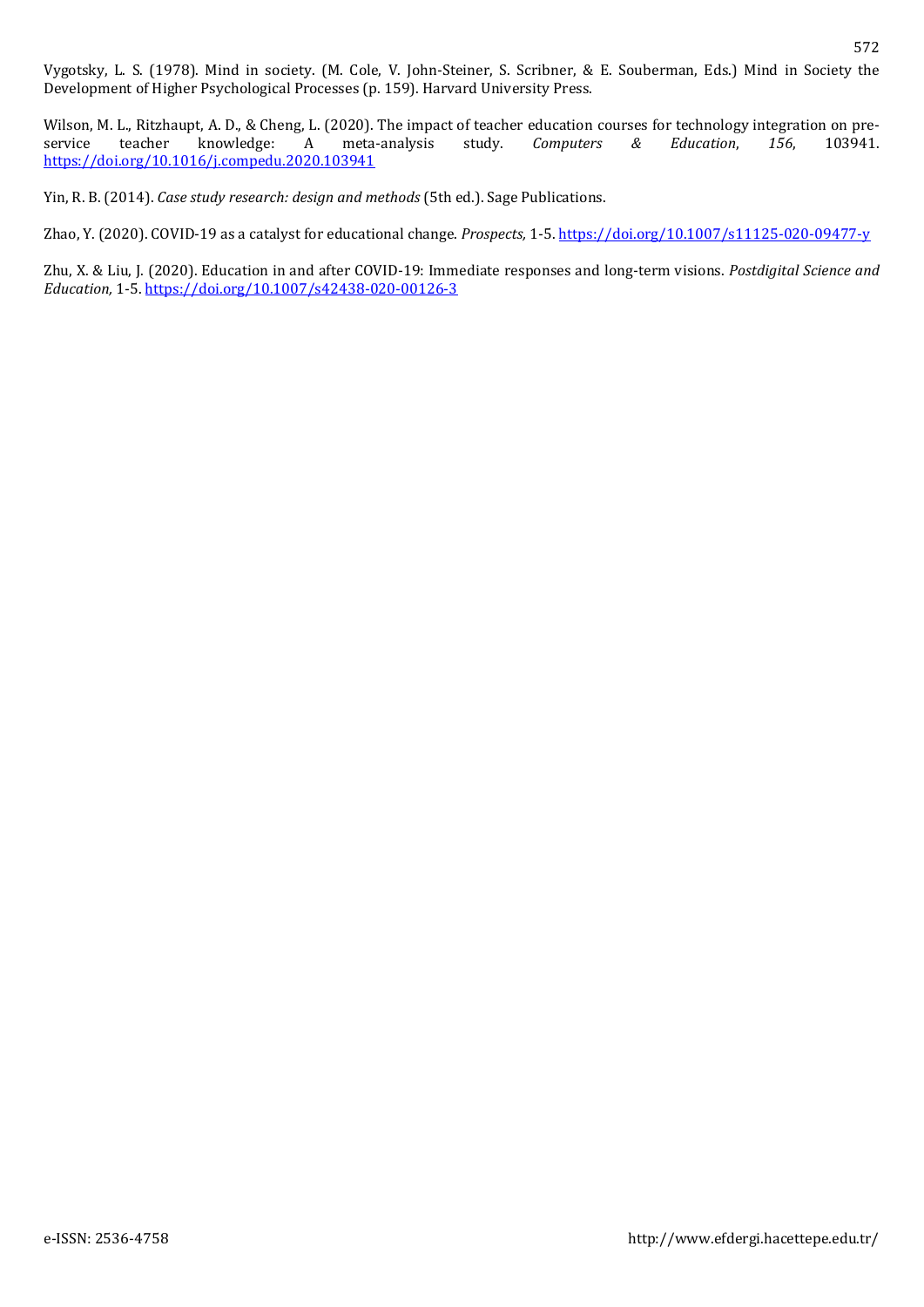Vygotsky, L. S. (1978). Mind in society. (M. Cole, V. John-Steiner, S. Scribner, & E. Souberman, Eds.) Mind in Society the Development of Higher Psychological Processes (p. 159). Harvard University Press.

Wilson, M. L., Ritzhaupt, A. D., & Cheng, L. (2020). The impact of teacher education courses for technology integration on pre-service teacher knowledge: A meta-analysis study. *Computers & Education*, *156*, 103941. https://doi.org/10.1016/j.compedu.2020.103941

Yin, R. B. (2014). *Case study research: design and methods* (5th ed.). Sage Publications.

Zhao, Y. (2020). COVID-19 as a catalyst for educational change. *Prospects,* 1-5. https://doi.org/10.1007/s11125-020-09477-y

Zhu, X. & Liu, J. (2020). Education in and after COVID-19: Immediate responses and long-term visions. *Postdigital Science and Education,* 1-5. https://doi.org/10.1007/s42438-020-00126-3